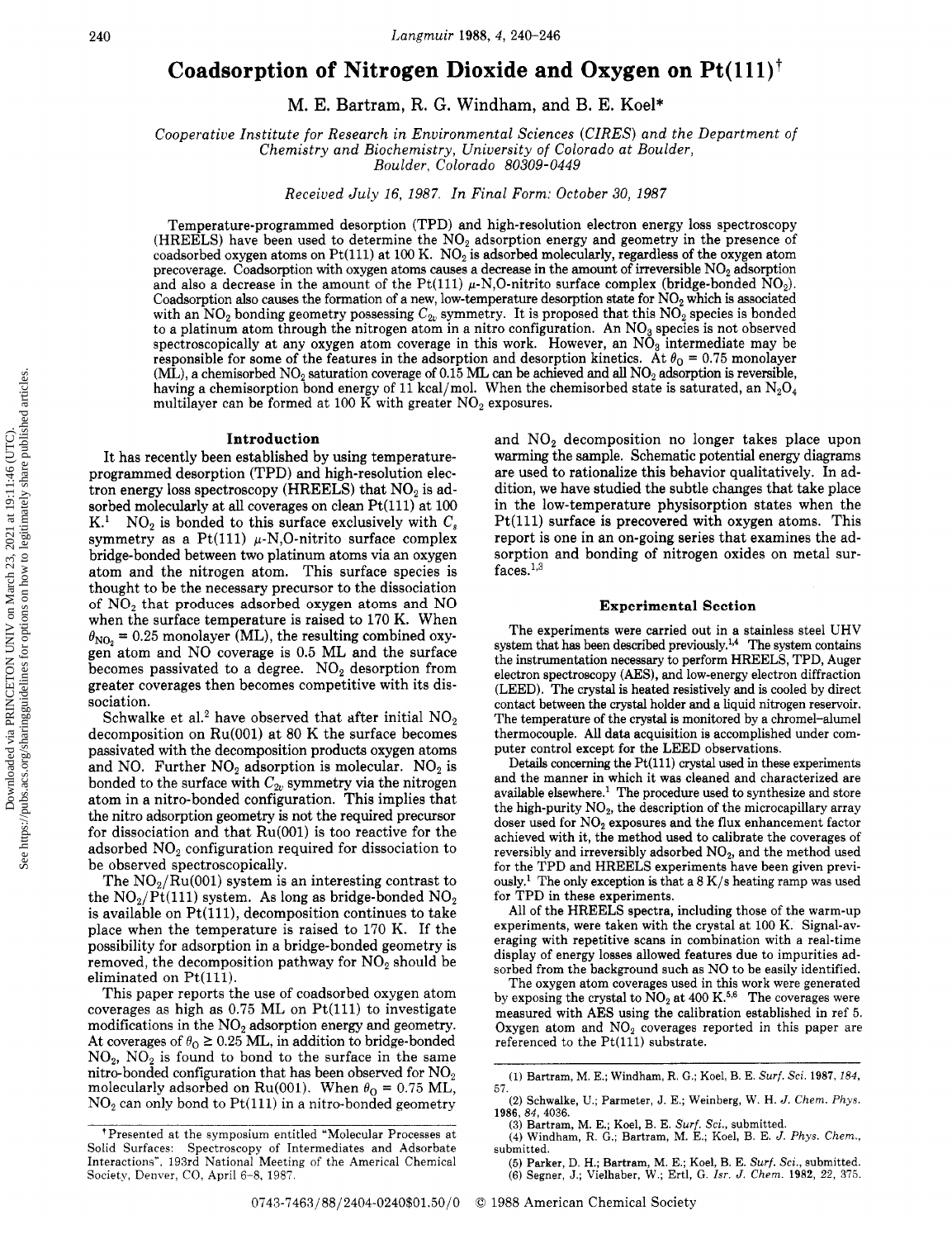# Coadsorption of Nitrogen Dioxide and Oxygen on Pt(111)†

M. E. Bartram, R. G. Windham, and B. E. Koel*

*Cooperative Institute for Research in Environmental Sciences (CIRES) and the Department of Chemistry and Biochemistry, University of Colorado at Boulder, Boulder, Colorado 80309-0449*

*Received July 16, 1987. In Final Form: October 30, 1987*

Temperature-programmed desorption (TPD) and high-resolution electron energy loss spectroscopy (HREELS) have been used to determine the $NO_2$ adsorption energy and geometry in the presence of coadsorbed oxygen atoms on Pt(111) at 100 K. $NO_2$ is adsorbed molecularly, regardless of the oxygen atom precoverage. Coadsorption with oxygen atoms causes a decrease in the amount of irreversible $NO_2$ adsorption and also a decrease in the amount of the Pt(111) $\mu$-N,O-nitrito surface complex (bridge-bonded $NO_2$). Coadsorption also causes the formation of a new, low-temperature desorption state for $NO_2$ which is associated with an $NO_2$ bonding geometry possessing $C_{2v}$ symmetry. It is proposed that this $NO_2$ species is bonded to a platinum atom through the nitrogen atom in a nitro configuration. An $NO_3$ species is not observed spectroscopically at any oxygen atom coverage in this work. However, an $NO_3$ intermediate may be responsible for some of the features in the adsorption and desorption kinetics. At $\theta_O = 0.75$ monolayer (ML), a chemisorbed $NO_2$ saturation coverage of 0.15 ML can be achieved and all $NO_2$ adsorption is reversible, having a chemisorption bond energy of 11 kcal/mol. When the chemisorbed state is saturated, an $N_2O_4$ multilayer can be formed at 100 K with greater $NO_2$ exposures.

## Introduction

It has recently been established by using temperature-programmed desorption (TPD) and high-resolution electron energy loss spectroscopy (HREELS) that $NO_2$ is adsorbed molecularly at all coverages on clean Pt(111) at 100 K.[1] $NO_2$ is bonded to this surface exclusively with $C_s$ symmetry as a Pt(111) $\mu$-N,O-nitrito surface complex bridge-bonded between two platinum atoms via an oxygen atom and the nitrogen atom. This surface species is thought to be the necessary precursor to the dissociation of $NO_2$ that produces adsorbed oxygen atoms and NO when the surface temperature is raised to 170 K. When $\theta_{NO_2} = 0.25$ monolayer (ML), the resulting combined oxygen atom and NO coverage is 0.5 ML and the surface becomes passivated to a degree. $NO_2$ desorption from greater coverages then becomes competitive with its dissociation.

Schwalke et al.[2] have observed that after initial $NO_2$ decomposition on Ru(001) at 80 K the surface becomes passivated with the decomposition products oxygen atoms and NO. Further $NO_2$ adsorption is molecular. $NO_2$ is bonded to the surface with $C_{2v}$ symmetry via the nitrogen atom in a nitro-bonded configuration. This implies that the nitro adsorption geometry is not the required precursor for dissociation and that Ru(001) is too reactive for the adsorbed $NO_2$ configuration required for dissociation to be observed spectroscopically.

The $NO_2$/Ru(001) system is an interesting contrast to the $NO_2$/Pt(111) system. As long as bridge-bonded $NO_2$ is available on Pt(111), decomposition continues to take place when the temperature is raised to 170 K. If the possibility for adsorption in a bridge-bonded geometry is removed, the decomposition pathway for $NO_2$ should be eliminated on Pt(111).

This paper reports the use of coadsorbed oxygen atom coverages as high as 0.75 ML on Pt(111) to investigate modifications in the $NO_2$ adsorption energy and geometry. At coverages of $\theta_O \geq 0.25$ ML, in addition to bridge-bonded $NO_2$, $NO_2$ is found to bond to the surface in the same nitro-bonded configuration that has been observed for $NO_2$ molecularly adsorbed on Ru(001). When $\theta_O = 0.75$ ML, $NO_2$ can only bond to Pt(111) in a nitro-bonded geometry and $NO_2$ decomposition no longer takes place upon warming the sample. Schematic potential energy diagrams are used to rationalize this behavior qualitatively. In addition, we have studied the subtle changes that take place in the low-temperature physisorption states when the Pt(111) surface is precovered with oxygen atoms. This report is one in an on-going series that examines the adsorption and bonding of nitrogen oxides on metal surfaces.[1,3]

## Experimental Section

The experiments were carried out in a stainless steel UHV system that has been described previously.[1,4] The system contains the instrumentation necessary to perform HREELS, TPD, Auger electron spectroscopy (AES), and low-energy electron diffraction (LEED). The crystal is heated resistively and is cooled by direct contact between the crystal holder and a liquid nitrogen reservoir. The temperature of the crystal is monitored by a chromel–alumel thermocouple. All data acquisition is accomplished under computer control except for the LEED observations.

Details concerning the Pt(111) crystal used in these experiments and the manner in which it was cleaned and characterized are available elsewhere.[1] The procedure used to synthesize and store the high-purity $NO_2$, the description of the microcapillary array doser used for $NO_2$ exposures and the flux enhancement factor achieved with it, the method used to calibrate the coverages of reversibly and irreversibly adsorbed $NO_2$, and the method used for the TPD and HREELS experiments have been given previously.[1] The only exception is that a 8 K/s heating ramp was used for TPD in these experiments.

All of the HREELS spectra, including those of the warm-up experiments, were taken with the crystal at 100 K. Signal-averaging with repetitive scans in combination with a real-time display of energy losses allowed features due to impurities adsorbed from the background such as NO to be easily identified.

The oxygen atom coverages used in this work were generated by exposing the crystal to $NO_2$ at 400 K.[5,6] The coverages were measured with AES using the calibration established in ref 5. Oxygen atom and $NO_2$ coverages reported in this paper are referenced to the Pt(111) substrate.

† Presented at the symposium entitled "Molecular Processes at Solid Surfaces: Spectroscopy of Intermediates and Adsorbate Interactions", 193rd National Meeting of the Americal Chemical Society, Denver, CO, April 6–8, 1987.

(1) Bartram, M. E.; Windham, R. G.; Koel, B. E. *Surf. Sci.* 1987, *184*, 57.
(2) Schwalke, U.; Parmeter, J. E.; Weinberg, W. H. *J. Chem. Phys.* 1986, *84*, 4036.
(3) Bartram, M. E.; Koel, B. E. *Surf. Sci.*, submitted.
(4) Windham, R. G.; Bartram, M. E.; Koel, B. E. *J. Phys. Chem.*, submitted.
(5) Parker, D. H.; Bartram, M. E.; Koel, B. E. *Surf. Sci.*, submitted.
(6) Segner, J.; Vielhaber, W.; Ertl, G. *Isr. J. Chem.* 1982, *22*, 375.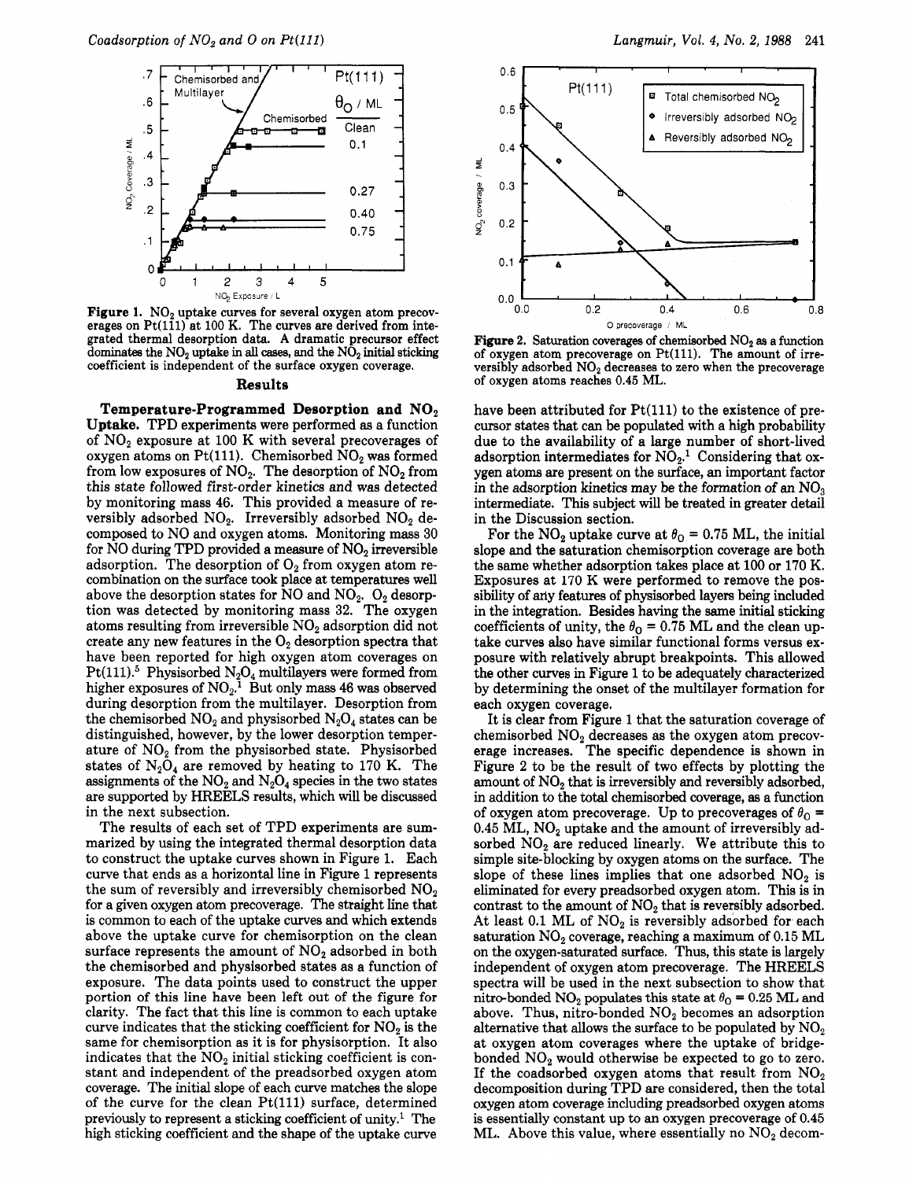**Figure 1.** $NO_2$ uptake curves for several oxygen atom precoverages on Pt(111) at 100 K. The curves are derived from integrated thermal desorption data. A dramatic precursor effect dominates the $NO_2$ uptake in all cases, and the $NO_2$ initial sticking coefficient is independent of the surface oxygen coverage.

## Results

**Temperature-Programmed Desorption and $NO_2$ Uptake.** TPD experiments were performed as a function of $NO_2$ exposure at 100 K with several precoverages of oxygen atoms on Pt(111). Chemisorbed $NO_2$ was formed from low exposures of $NO_2$. The desorption of $NO_2$ from this state followed first-order kinetics and was detected by monitoring mass 46. This provided a measure of reversibly adsorbed $NO_2$. Irreversibly adsorbed $NO_2$ decomposed to NO and oxygen atoms. Monitoring mass 30 for NO during TPD provided a measure of $NO_2$ irreversible adsorption. The desorption of $O_2$ from oxygen atom recombination on the surface took place at temperatures well above the desorption states for NO and $NO_2$. $O_2$ desorption was detected by monitoring mass 32. The oxygen atoms resulting from irreversible $NO_2$ adsorption did not create any new features in the $O_2$ desorption spectra that have been reported for high oxygen atom coverages on Pt(111).[5] Physisorbed $N_2O_4$ multilayers were formed from higher exposures of $NO_2$.[1] But only mass 46 was observed during desorption from the multilayer. Desorption from the chemisorbed $NO_2$ and physisorbed $N_2O_4$ states can be distinguished, however, by the lower desorption temperature of $NO_2$ from the physisorbed state. Physisorbed states of $N_2O_4$ are removed by heating to 170 K. The assignments of the $NO_2$ and $N_2O_4$ species in the two states are supported by HREELS results, which will be discussed in the next subsection.

The results of each set of TPD experiments are summarized by using the integrated thermal desorption data to construct the uptake curves shown in Figure 1. Each curve that ends as a horizontal line in Figure 1 represents the sum of reversibly and irreversibly chemisorbed $NO_2$ for a given oxygen atom precoverage. The straight line that is common to each of the uptake curves and which extends above the uptake curve for chemisorption on the clean surface represents the amount of $NO_2$ adsorbed in both the chemisorbed and physisorbed states as a function of exposure. The data points used to construct the upper portion of this line have been left out of the figure for clarity. The fact that this line is common to each uptake curve indicates that the sticking coefficient for $NO_2$ is the same for chemisorption as it is for physisorption. It also indicates that the $NO_2$ initial sticking coefficient is constant and independent of the preadsorbed oxygen atom coverage. The initial slope of each curve matches the slope of the curve for the clean Pt(111) surface, determined previously to represent a sticking coefficient of unity.[1] The high sticking coefficient and the shape of the uptake curve have been attributed for Pt(111) to the existence of precursor states that can be populated with a high probability due to the availability of a large number of short-lived adsorption intermediates for $NO_2$.[1] Considering that oxygen atoms are present on the surface, an important factor in the adsorption kinetics may be the formation of an $NO_3$ intermediate. This subject will be treated in greater detail in the Discussion section.

For the $NO_2$ uptake curve at $\theta_O = 0.75$ ML, the initial slope and the saturation chemisorption coverage are both the same whether adsorption takes place at 100 or 170 K. Exposures at 170 K were performed to remove the possibility of any features of physisorbed layers being included in the integration. Besides having the same initial sticking coefficients of unity, the $\theta_O = 0.75$ ML and the clean uptake curves also have similar functional forms versus exposure with relatively abrupt breakpoints. This allowed the other curves in Figure 1 to be adequately characterized by determining the onset of the multilayer formation for each oxygen coverage.

**Figure 2.** Saturation coverages of chemisorbed $NO_2$ as a function of oxygen atom precoverage on Pt(111). The amount of irreversibly adsorbed $NO_2$ decreases to zero when the precoverage of oxygen atoms reaches 0.45 ML.

It is clear from Figure 1 that the saturation coverage of chemisorbed $NO_2$ decreases as the oxygen atom precoverage increases. The specific dependence is shown in Figure 2 to be the result of two effects by plotting the amount of $NO_2$ that is irreversibly and reversibly adsorbed, in addition to the total chemisorbed coverage, as a function of oxygen atom precoverage. Up to precoverages of $\theta_O =$ 0.45 ML, $NO_2$ uptake and the amount of irreversibly adsorbed $NO_2$ are reduced linearly. We attribute this to simple site-blocking by oxygen atoms on the surface. The slope of these lines implies that one adsorbed $NO_2$ is eliminated for every preadsorbed oxygen atom. This is in contrast to the amount of $NO_2$ that is reversibly adsorbed. At least 0.1 ML of $NO_2$ is reversibly adsorbed for each saturation $NO_2$ coverage, reaching a maximum of 0.15 ML on the oxygen-saturated surface. Thus, this state is largely independent of oxygen atom precoverage. The HREELS spectra will be used in the next subsection to show that nitro-bonded $NO_2$ populates this state at $\theta_O = 0.25$ ML and above. Thus, nitro-bonded $NO_2$ becomes an adsorption alternative that allows the surface to be populated by $NO_2$ at oxygen atom coverages where the uptake of bridge-bonded $NO_2$ would otherwise be expected to go to zero. If the coadsorbed oxygen atoms that result from $NO_2$ decomposition during TPD are considered, then the total oxygen atom coverage including preadsorbed oxygen atoms is essentially constant up to an oxygen precoverage of 0.45 ML. Above this value, where essentially no $NO_2$ decom-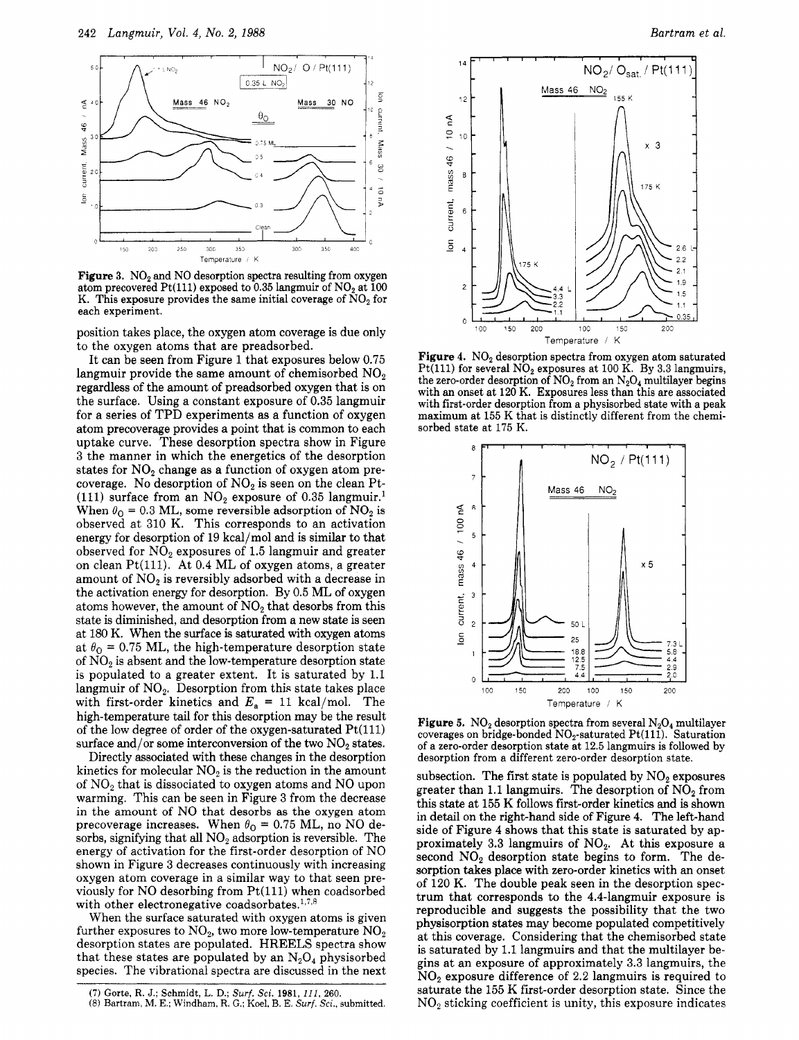Figure 3. $NO_2$ and NO desorption spectra resulting from oxygen atom precovered Pt(111) exposed to 0.35 langmuir of $NO_2$ at 100 K. This exposure provides the same initial coverage of $NO_2$ for each experiment.

position takes place, the oxygen atom coverage is due only to the oxygen atoms that are preadsorbed.

It can be seen from Figure 1 that exposures below 0.75 langmuir provide the same amount of chemisorbed $NO_2$ regardless of the amount of preadsorbed oxygen that is on the surface. Using a constant exposure of 0.35 langmuir for a series of TPD experiments as a function of oxygen atom precoverage provides a point that is common to each uptake curve. These desorption spectra show in Figure 3 the manner in which the energetics of the desorption states for $NO_2$ change as a function of oxygen atom precoverage. No desorption of $NO_2$ is seen on the clean Pt(111) surface from an $NO_2$ exposure of 0.35 langmuir.[1] When $\theta_O$ = 0.3 ML, some reversible adsorption of $NO_2$ is observed at 310 K. This corresponds to an activation energy for desorption of 19 kcal/mol and is similar to that observed for $NO_2$ exposures of 1.5 langmuir and greater on clean Pt(111). At 0.4 ML of oxygen atoms, a greater amount of $NO_2$ is reversibly adsorbed with a decrease in the activation energy for desorption. By 0.5 ML of oxygen atoms however, the amount of $NO_2$ that desorbs from this state is diminished, and desorption from a new state is seen at 180 K. When the surface is saturated with oxygen atoms at $\theta_O$ = 0.75 ML, the high-temperature desorption state of $NO_2$ is absent and the low-temperature desorption state is populated to a greater extent. It is saturated by 1.1 langmuir of $NO_2$. Desorption from this state takes place with first-order kinetics and $E_a$ = 11 kcal/mol. The high-temperature tail for this desorption may be the result of the low degree of order of the oxygen-saturated Pt(111) surface and/or some interconversion of the two $NO_2$ states.

Directly associated with these changes in the desorption kinetics for molecular $NO_2$ is the reduction in the amount of $NO_2$ that is dissociated to oxygen atoms and NO upon warming. This can be seen in Figure 3 from the decrease in the amount of NO that desorbs as the oxygen atom precoverage increases. When $\theta_O$ = 0.75 ML, no NO desorbs, signifying that all $NO_2$ adsorption is reversible. The energy of activation for the first-order desorption of NO shown in Figure 3 decreases continuously with increasing oxygen atom coverage in a similar way to that seen previously for NO desorbing from Pt(111) when coadsorbed with other electronegative coadsorbates.[1,7,8]

When the surface saturated with oxygen atoms is given further exposures to $NO_2$, two more low-temperature $NO_2$ desorption states are populated. HREELS spectra show that these states are populated by an $N_2O_4$ physisorbed species. The vibrational spectra are discussed in the next subsection. The first state is populated by $NO_2$ exposures greater than 1.1 langmuirs. The desorption of $NO_2$ from this state at 155 K follows first-order kinetics and is shown in detail on the right-hand side of Figure 4. The left-hand side of Figure 4 shows that this state is saturated by approximately 3.3 langmuirs of $NO_2$. At this exposure a second $NO_2$ desorption state begins to form. The desorption takes place with zero-order kinetics with an onset of 120 K. The double peak seen in the desorption spectrum that corresponds to the 4.4-langmuir exposure is reproducible and suggests the possibility that the two physisorption states may become populated competitively at this coverage. Considering that the chemisorbed state is saturated by 1.1 langmuirs and that the multilayer begins at an exposure of approximately 3.3 langmuirs, the $NO_2$ exposure difference of 2.2 langmuirs is required to saturate the 155 K first-order desorption state. Since the $NO_2$ sticking coefficient is unity, this exposure indicates

(7) Gorte, R. J.; Schmidt, L. D.; *Surf. Sci.* **1981**, *111*, 260.
(8) Bartram, M. E.; Windham, R. G.; Koel, B. E. *Surf. Sci.*, submitted.

Figure 4. $NO_2$ desorption spectra from oxygen atom saturated Pt(111) for several $NO_2$ exposures at 100 K. By 3.3 langmuirs, the zero-order desorption of $NO_2$ from an $N_2O_4$ multilayer begins with an onset at 120 K. Exposures less than this are associated with first-order desorption from a physisorbed state with a peak maximum at 155 K that is distinctly different from the chemisorbed state at 175 K.

Figure 5. $NO_2$ desorption spectra from several $N_2O_4$ multilayer coverages on bridge-bonded $NO_2$-saturated Pt(111). Saturation of a zero-order desorption state at 12.5 langmuirs is followed by desorption from a different zero-order desorption state.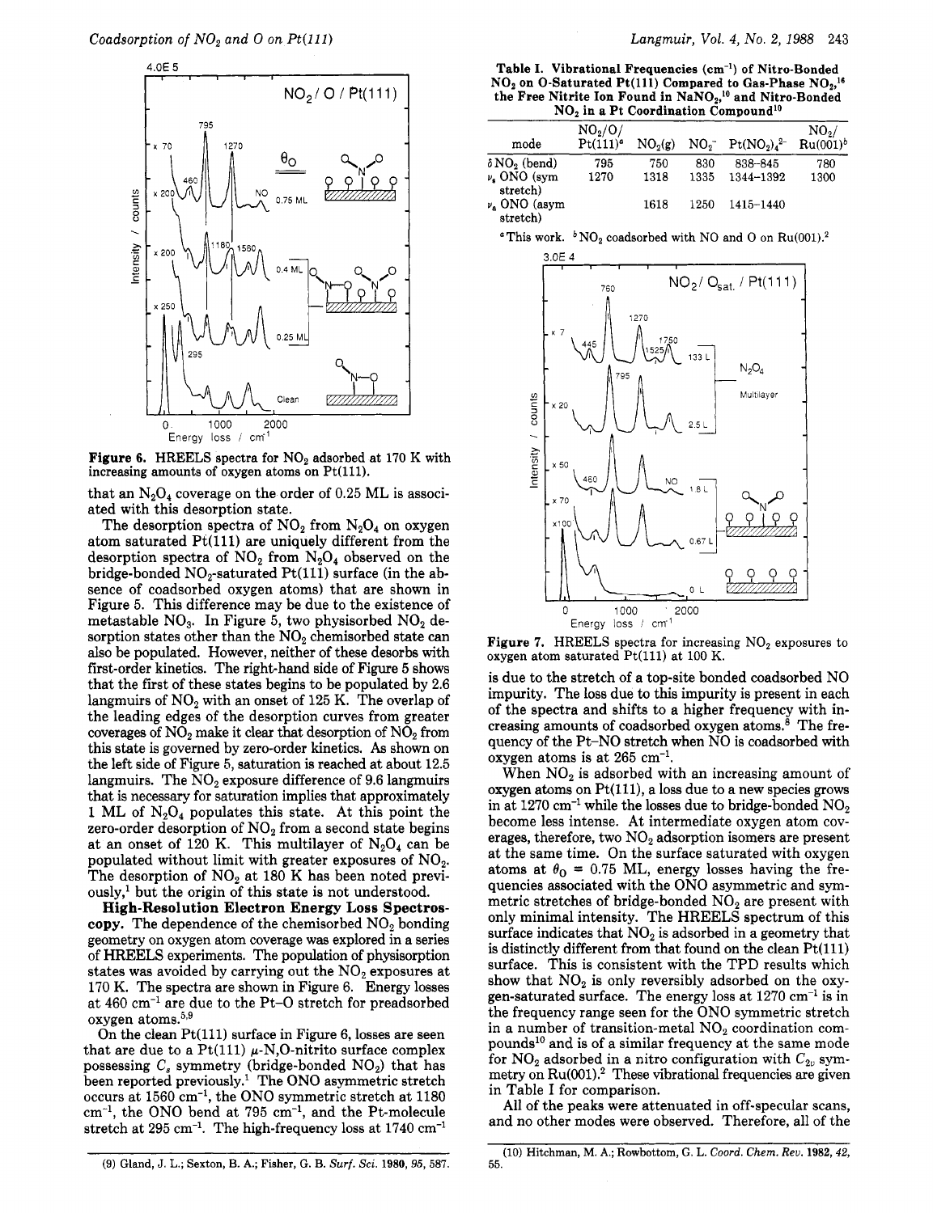Figure 6. HREELS spectra for $NO_2$ adsorbed at 170 K with increasing amounts of oxygen atoms on Pt(111).

that an $N_2O_4$ coverage on the order of 0.25 ML is associated with this desorption state.

The desorption spectra of $NO_2$ from $N_2O_4$ on oxygen atom saturated Pt(111) are uniquely different from the desorption spectra of $NO_2$ from $N_2O_4$ observed on the bridge-bonded $NO_2$-saturated Pt(111) surface (in the absence of coadsorbed oxygen atoms) that are shown in Figure 5. This difference may be due to the existence of metastable $NO_3$. In Figure 5, two physisorbed $NO_2$ desorption states other than the $NO_2$ chemisorbed state can also be populated. However, neither of these desorbs with first-order kinetics. The right-hand side of Figure 5 shows that the first of these states begins to be populated by 2.6 langmuirs of $NO_2$ with an onset of 125 K. The overlap of the leading edges of the desorption curves from greater coverages of $NO_2$ make it clear that desorption of $NO_2$ from this state is governed by zero-order kinetics. As shown on the left side of Figure 5, saturation is reached at about 12.5 langmuirs. The $NO_2$ exposure difference of 9.6 langmuirs that is necessary for saturation implies that approximately 1 ML of $N_2O_4$ populates this state. At this point the zero-order desorption of $NO_2$ from a second state begins at an onset of 120 K. This multilayer of $N_2O_4$ can be populated without limit with greater exposures of $NO_2$. The desorption of $NO_2$ at 180 K has been noted previously,[1] but the origin of this state is not understood.

**High-Resolution Electron Energy Loss Spectroscopy.** The dependence of the chemisorbed $NO_2$ bonding geometry on oxygen atom coverage was explored in a series of HREELS experiments. The population of physisorption states was avoided by carrying out the $NO_2$ exposures at 170 K. The spectra are shown in Figure 6. Energy losses at 460 $cm^{-1}$ are due to the Pt–O stretch for preadsorbed oxygen atoms.[5,9]

On the clean Pt(111) surface in Figure 6, losses are seen that are due to a Pt(111) $\mu$-N,O-nitrito surface complex possessing $C_s$ symmetry (bridge-bonded $NO_2$) that has been reported previously.[1] The ONO asymmetric stretch occurs at 1560 $cm^{-1}$, the ONO symmetric stretch at 1180 $cm^{-1}$, the ONO bend at 795 $cm^{-1}$, and the Pt-molecule stretch at 295 $cm^{-1}$. The high-frequency loss at 1740 $cm^{-1}$

Table I. Vibrational Frequencies ($cm^{-1}$) of Nitro-Bonded $NO_2$ on O-Saturated Pt(111) Compared to Gas-Phase $NO_2$,[16] the Free Nitrite Ion Found in $NaNO_2$,[10] and Nitro-Bonded $NO_2$ in a Pt Coordination Compound[10]

| mode | $NO_2$/O/Pt(111)[a] | $NO_2$(g) | $NO_2^-$ | $Pt(NO_2)_4^{2-}$ | $NO_2$/Ru(001)[b] |
|---|---|---|---|---|---|
| $\delta NO_2$ (bend) | 795 | 750 | 830 | 838–845 | 780 |
| $\nu_s$ ONO (sym stretch) | 1270 | 1318 | 1335 | 1344–1392 | 1300 |
| $\nu_a$ ONO (asym stretch) | | 1618 | 1250 | 1415–1440 | |

[a] This work. [b] $NO_2$ coadsorbed with NO and O on Ru(001).[2]

Figure 7. HREELS spectra for increasing $NO_2$ exposures to oxygen atom saturated Pt(111) at 100 K.

is due to the stretch of a top-site bonded coadsorbed NO impurity. The loss due to this impurity is present in each of the spectra and shifts to a higher frequency with increasing amounts of coadsorbed oxygen atoms.[8] The frequency of the Pt–NO stretch when NO is coadsorbed with oxygen atoms is at 265 $cm^{-1}$.

When $NO_2$ is adsorbed with an increasing amount of oxygen atoms on Pt(111), a loss due to a new species grows in at 1270 $cm^{-1}$ while the losses due to bridge-bonded $NO_2$ become less intense. At intermediate oxygen atom coverages, therefore, two $NO_2$ adsorption isomers are present at the same time. On the surface saturated with oxygen atoms at $\theta_O$ = 0.75 ML, energy losses having the frequencies associated with the ONO asymmetric and symmetric stretches of bridge-bonded $NO_2$ are present with only minimal intensity. The HREELS spectrum of this surface indicates that $NO_2$ is adsorbed in a geometry that is distinctly different from that found on the clean Pt(111) surface. This is consistent with the TPD results which show that $NO_2$ is only reversibly adsorbed on the oxygen-saturated surface. The energy loss at 1270 $cm^{-1}$ is in the frequency range seen for the ONO symmetric stretch in a number of transition-metal $NO_2$ coordination compounds[10] and is of a similar frequency at the same mode for $NO_2$ adsorbed in a nitro configuration with $C_{2v}$ symmetry on Ru(001).[2] These vibrational frequencies are given in Table I for comparison.

All of the peaks were attenuated in off-specular scans, and no other modes were observed. Therefore, all of the

(9) Gland, J. L.; Sexton, B. A.; Fisher, G. B. *Surf. Sci.* 1980, 95, 587.

(10) Hitchman, M. A.; Rowbottom, G. L. *Coord. Chem. Rev.* 1982, 42, 55.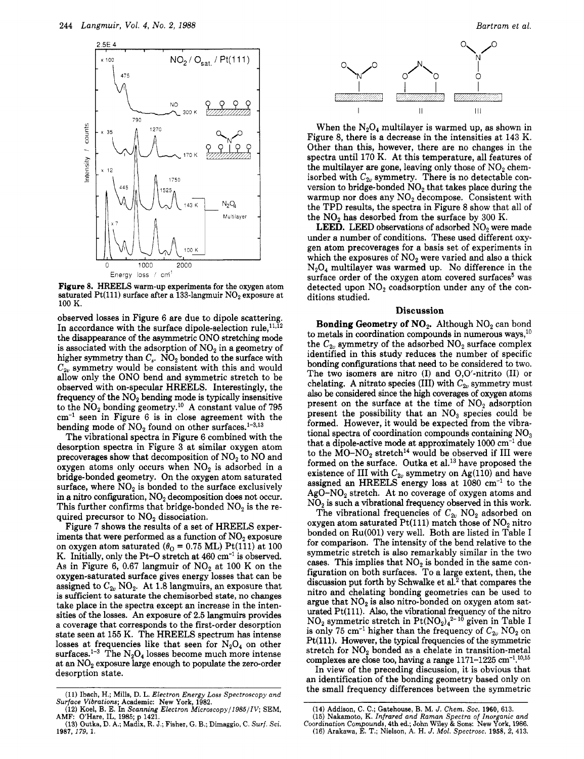Figure 8. HREELS warm-up experiments for the oxygen atom saturated Pt(111) surface after a 133-langmuir $NO_2$ exposure at 100 K.

observed losses in Figure 6 are due to dipole scattering. In accordance with the surface dipole-selection rule,[11,12] the disappearance of the asymmetric ONO stretching mode is associated with the adsorption of $NO_2$ in a geometry of higher symmetry than $C_s$. $NO_2$ bonded to the surface with $C_{2v}$ symmetry would be consistent with this and would allow only the ONO bend and symmetric stretch to be observed with on-specular HREELS. Interestingly, the frequency of the $NO_2$ bending mode is typically insensitive to the $NO_2$ bonding geometry.[10] A constant value of 795 $cm^{-1}$ seen in Figure 6 is in close agreement with the bending mode of $NO_2$ found on other surfaces.[1-3,13]

The vibrational spectra in Figure 6 combined with the desorption spectra in Figure 3 at similar oxygen atom precoverages show that decomposition of $NO_2$ to NO and oxygen atoms only occurs when $NO_2$ is adsorbed in a bridge-bonded geometry. On the oxygen atom saturated surface, where $NO_2$ is bonded to the surface exclusively in a nitro configuration, $NO_2$ decomposition does not occur. This further confirms that bridge-bonded $NO_2$ is the required precursor to $NO_2$ dissociation.

Figure 7 shows the results of a set of HREELS experiments that were performed as a function of $NO_2$ exposure on oxygen atom saturated ($\theta_O$ = 0.75 ML) Pt(111) at 100 K. Initially, only the Pt–O stretch at 460 $cm^{-1}$ is observed. As in Figure 6, 0.67 langmuir of $NO_2$ at 100 K on the oxygen-saturated surface gives energy losses that can be assigned to $C_{2v}$ $NO_2$. At 1.8 langmuirs, an exposure that is sufficient to saturate the chemisorbed state, no changes take place in the spectra except an increase in the intensities of the losses. An exposure of 2.5 langmuirs provides a coverage that corresponds to the first-order desorption state seen at 155 K. The HREELS spectrum has intense losses at frequencies like that seen for $N_2O_4$ on other surfaces.[1-3] The $N_2O_4$ losses become much more intense at an $NO_2$ exposure large enough to populate the zero-order desorption state.

When the $N_2O_4$ multilayer is warmed up, as shown in Figure 8, there is a decrease in the intensities at 143 K. Other than this, however, there are no changes in the spectra until 170 K. At this temperature, all features of the multilayer are gone, leaving only those of $NO_2$ chemisorbed with $C_{2v}$ symmetry. There is no detectable conversion to bridge-bonded $NO_2$ that takes place during the warmup nor does any $NO_2$ decompose. Consistent with the TPD results, the spectra in Figure 8 show that all of the $NO_2$ has desorbed from the surface by 300 K.

**LEED.** LEED observations of adsorbed $NO_2$ were made under a number of conditions. These used different oxygen atom precoverages for a basis set of experiments in which the exposures of $NO_2$ were varied and also a thick $N_2O_4$ multilayer was warmed up. No difference in the surface order of the oxygen atom covered surfaces[5] was detected upon $NO_2$ coadsorption under any of the conditions studied.

## Discussion

**Bonding Geometry of $NO_2$.** Although $NO_2$ can bond to metals in coordination compounds in numerous ways,[10] the $C_{2v}$ symmetry of the adsorbed $NO_2$ surface complex identified in this study reduces the number of specific bonding configurations that need to be considered to two. The two isomers are nitro (I) and O,O′-nitrito (II) or chelating. A nitrato species (III) with $C_{2v}$ symmetry must also be considered since the high coverages of oxygen atoms present on the surface at the time of $NO_2$ adsorption present the possibility that an $NO_3$ species could be formed. However, it would be expected from the vibrational spectra of coordination compounds containing $NO_3$ that a dipole-active mode at approximately 1000 $cm^{-1}$ due to the $MO–NO_2$ stretch[14] would be observed if III were formed on the surface. Outka et al.[13] have proposed the existence of III with $C_{2v}$ symmetry on Ag(110) and have assigned an HREELS energy loss at 1080 $cm^{-1}$ to the $AgO–NO_2$ stretch. At no coverage of oxygen atoms and $NO_2$ is such a vibrational frequency observed in this work.

The vibrational frequencies of $C_{2v}$ $NO_2$ adsorbed on oxygen atom saturated Pt(111) match those of $NO_2$ nitro bonded on Ru(001) very well. Both are listed in Table I for comparison. The intensity of the bend relative to the symmetric stretch is also remarkably similar in the two cases. This implies that $NO_2$ is bonded in the same configuration on both surfaces. To a large extent, then, the discussion put forth by Schwalke et al.[2] that compares the nitro and chelating bonding geometries can be used to argue that $NO_2$ is also nitro-bonded on oxygen atom saturated Pt(111). Also, the vibrational frequency of the nitro $NO_2$ symmetric stretch in $Pt(NO_2)_4^{2-}$ [10] given in Table I is only 75 $cm^{-1}$ higher than the frequency of $C_{2v}$ $NO_2$ on Pt(111). However, the typical frequencies of the symmetric stretch for $NO_2$ bonded as a chelate in transition-metal complexes are close too, having a range 1171–1225 $cm^{-1}$.[10,15]

In view of the preceding discussion, it is obvious that an identification of the bonding geometry based only on the small frequency differences between the symmetric

(11) Ibach, H.; Mills, D. L. *Electron Energy Loss Spectroscopy and Surface Vibrations*; Academic: New York, 1982.
(12) Koel, B. E. In *Scanning Electron Microscopy/1985/IV*; SEM, AMF: O'Hare, IL, 1985; p 1421.
(13) Outka, D. A.; Madix, R. J.; Fisher, G. B.; Dimaggio, C. *Surf. Sci.* **1987**, *179*, 1.
(14) Addison, C. C.; Gatehouse, B. M. *J. Chem. Soc.* **1960**, 613.
(15) Nakamoto, K. *Infrared and Raman Spectra of Inorganic and Coordination Compounds*, 4th ed.; John Wiley & Sons: New York, 1986.
(16) Arakawa, E. T.; Nielson, A. H. *J. Mol. Spectrosc.* **1958**, *2*, 413.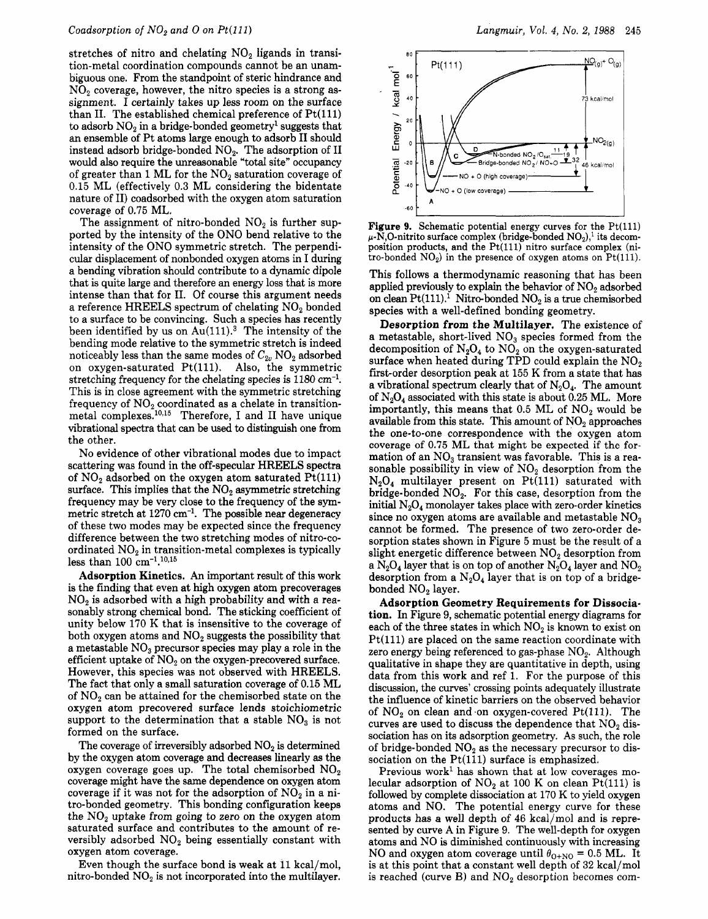stretches of nitro and chelating $NO_2$ ligands in transition-metal coordination compounds cannot be an unambiguous one. From the standpoint of steric hindrance and $NO_2$ coverage, however, the nitro species is a strong assignment. I certainly takes up less room on the surface than II. The established chemical preference of Pt(111) to adsorb $NO_2$ in a bridge-bonded geometry[1] suggests that an ensemble of Pt atoms large enough to adsorb II should instead adsorb bridge-bonded $NO_2$. The adsorption of II would also require the unreasonable "total site" occupancy of greater than 1 ML for the $NO_2$ saturation coverage of 0.15 ML (effectively 0.3 ML considering the bidentate nature of II) coadsorbed with the oxygen atom saturation coverage of 0.75 ML.

The assignment of nitro-bonded $NO_2$ is further supported by the intensity of the ONO bend relative to the intensity of the ONO symmetric stretch. The perpendicular displacement of nonbonded oxygen atoms in I during a bending vibration should contribute to a dynamic dipole that is quite large and therefore an energy loss that is more intense than that for II. Of course this argument needs a reference HREELS spectrum of chelating $NO_2$ bonded to a surface to be convincing. Such a species has recently been identified by us on Au(111).[3] The intensity of the bending mode relative to the symmetric stretch is indeed noticeably less than the same modes of $C_{2v}$ $NO_2$ adsorbed on oxygen-saturated Pt(111). Also, the symmetric stretching frequency for the chelating species is 1180 $cm^{-1}$. This is in close agreement with the symmetric stretching frequency of $NO_2$ coordinated as a chelate in transition-metal complexes.[10,15] Therefore, I and II have unique vibrational spectra that can be used to distinguish one from the other.

No evidence of other vibrational modes due to impact scattering was found in the off-specular HREELS spectra of $NO_2$ adsorbed on the oxygen atom saturated Pt(111) surface. This implies that the $NO_2$ asymmetric stretching frequency may be very close to the frequency of the symmetric stretch at 1270 $cm^{-1}$. The possible near degeneracy of these two modes may be expected since the frequency difference between the two stretching modes of nitro-coordinated $NO_2$ in transition-metal complexes is typically less than 100 $cm^{-1}$.[10,15]

**Adsorption Kinetics.** An important result of this work is the finding that even at high oxygen atom precoverages $NO_2$ is adsorbed with a high probability and with a reasonably strong chemical bond. The sticking coefficient of unity below 170 K that is insensitive to the coverage of both oxygen atoms and $NO_2$ suggests the possibility that a metastable $NO_3$ precursor species may play a role in the efficient uptake of $NO_2$ on the oxygen-precovered surface. However, this species was not observed with HREELS. The fact that only a small saturation coverage of 0.15 ML of $NO_2$ can be attained for the chemisorbed state on the oxygen atom precovered surface lends stoichiometric support to the determination that a stable $NO_3$ is not formed on the surface.

The coverage of irreversibly adsorbed $NO_2$ is determined by the oxygen atom coverage and decreases linearly as the oxygen coverage goes up. The total chemisorbed $NO_2$ coverage might have the same dependence on oxygen atom coverage if it was not for the adsorption of $NO_2$ in a nitro-bonded geometry. This bonding configuration keeps the $NO_2$ uptake from going to zero on the oxygen atom saturated surface and contributes to the amount of reversibly adsorbed $NO_2$ being essentially constant with oxygen atom coverage.

Even though the surface bond is weak at 11 kcal/mol, nitro-bonded $NO_2$ is not incorporated into the multilayer.

**Figure 9.** Schematic potential energy curves for the Pt(111) $\mu$-N,O-nitrito surface complex (bridge-bonded $NO_2$),[1] its decomposition products, and the Pt(111) nitro surface complex (nitro-bonded $NO_2$) in the presence of oxygen atoms on Pt(111).

This follows a thermodynamic reasoning that has been applied previously to explain the behavior of $NO_2$ adsorbed on clean Pt(111).[1] Nitro-bonded $NO_2$ is a true chemisorbed species with a well-defined bonding geometry.

**Desorption from the Multilayer.** The existence of a metastable, short-lived $NO_3$ species formed from the decomposition of $N_2O_4$ to $NO_2$ on the oxygen-saturated surface when heated during TPD could explain the $NO_2$ first-order desorption peak at 155 K from a state that has a vibrational spectrum clearly that of $N_2O_4$. The amount of $N_2O_4$ associated with this state is about 0.25 ML. More importantly, this means that 0.5 ML of $NO_2$ would be available from this state. This amount of $NO_2$ approaches the one-to-one correspondence with the oxygen atom coverage of 0.75 ML that might be expected if the formation of an $NO_3$ transient was favorable. This is a reasonable possibility in view of $NO_2$ desorption from the $N_2O_4$ multilayer present on Pt(111) saturated with bridge-bonded $NO_2$. For this case, desorption from the initial $N_2O_4$ monolayer takes place with zero-order kinetics since no oxygen atoms are available and metastable $NO_3$ cannot be formed. The presence of two zero-order desorption states shown in Figure 5 must be the result of a slight energetic difference between $NO_2$ desorption from a $N_2O_4$ layer that is on top of another $N_2O_4$ layer and $NO_2$ desorption from a $N_2O_4$ layer that is on top of a bridge-bonded $NO_2$ layer.

**Adsorption Geometry Requirements for Dissociation.** In Figure 9, schematic potential energy diagrams for each of the three states in which $NO_2$ is known to exist on Pt(111) are placed on the same reaction coordinate with zero energy being referenced to gas-phase $NO_2$. Although qualitative in shape they are quantitative in depth, using data from this work and ref 1. For the purpose of this discussion, the curves' crossing points adequately illustrate the influence of kinetic barriers on the observed behavior of $NO_2$ on clean and on oxygen-covered Pt(111). The curves are used to discuss the dependence that $NO_2$ dissociation has on its adsorption geometry. As such, the role of bridge-bonded $NO_2$ as the necessary precursor to dissociation on the Pt(111) surface is emphasized.

Previous work[1] has shown that at low coverages molecular adsorption of $NO_2$ at 100 K on clean Pt(111) is followed by complete dissociation at 170 K to yield oxygen atoms and NO. The potential energy curve for these products has a well depth of 46 kcal/mol and is represented by curve A in Figure 9. The well-depth for oxygen atoms and NO is diminished continuously with increasing NO and oxygen atom coverage until $\theta_{O+NO} = 0.5$ ML. It is at this point that a constant well depth of 32 kcal/mol is reached (curve B) and $NO_2$ desorption becomes com-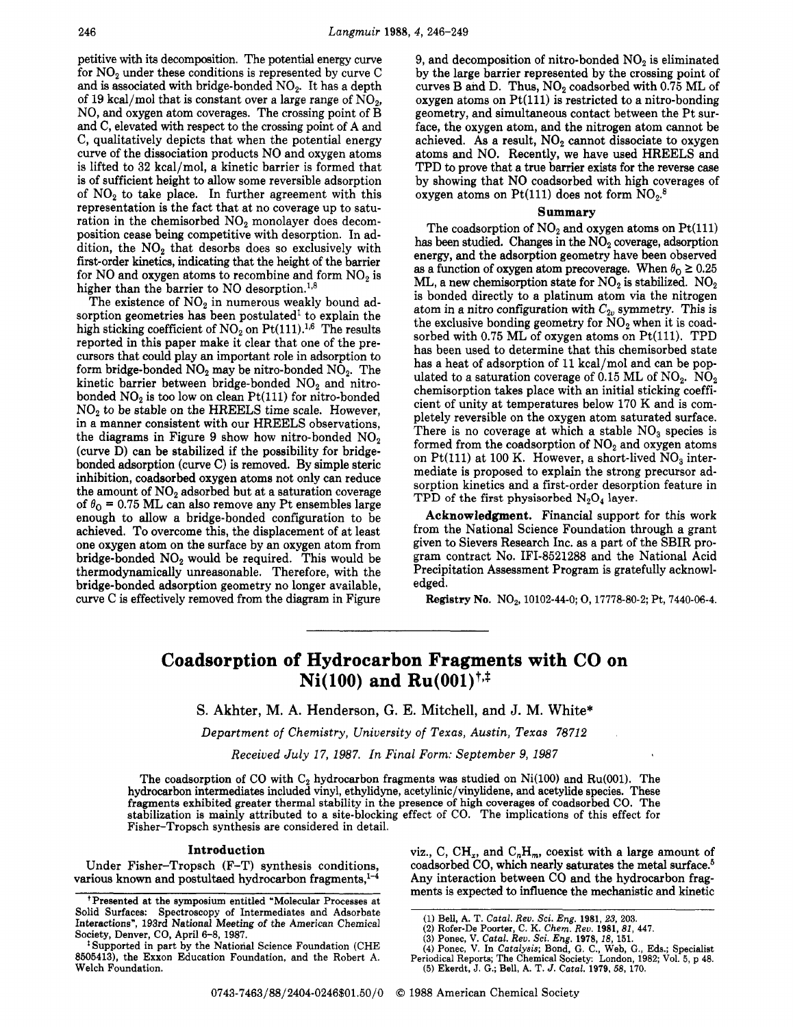petitive with its decomposition. The potential energy curve for $NO_2$ under these conditions is represented by curve C and is associated with bridge-bonded $NO_2$. It has a depth of 19 kcal/mol that is constant over a large range of $NO_2$, NO, and oxygen atom coverages. The crossing point of B and C, elevated with respect to the crossing point of A and C, qualitatively depicts that when the potential energy curve of the dissociation products NO and oxygen atoms is lifted to 32 kcal/mol, a kinetic barrier is formed that is of sufficient height to allow some reversible adsorption of $NO_2$ to take place. In further agreement with this representation is the fact that at no coverage up to saturation in the chemisorbed $NO_2$ monolayer does decomposition cease being competitive with desorption. In addition, the $NO_2$ that desorbs does so exclusively with first-order kinetics, indicating that the height of the barrier for NO and oxygen atoms to recombine and form $NO_2$ is higher than the barrier to NO desorption.[1,8]

The existence of $NO_2$ in numerous weakly bound adsorption geometries has been postulated[1] to explain the high sticking coefficient of $NO_2$ on Pt(111).[1,6] The results reported in this paper make it clear that one of the precursors that could play an important role in adsorption to form bridge-bonded $NO_2$ may be nitro-bonded $NO_2$. The kinetic barrier between bridge-bonded $NO_2$ and nitro-bonded $NO_2$ is too low on clean Pt(111) for nitro-bonded $NO_2$ to be stable on the HREELS time scale. However, in a manner consistent with our HREELS observations, the diagrams in Figure 9 show how nitro-bonded $NO_2$ (curve D) can be stabilized if the possibility for bridge-bonded adsorption (curve C) is removed. By simple steric inhibition, coadsorbed oxygen atoms not only can reduce the amount of $NO_2$ adsorbed but at a saturation coverage of $\theta_O = 0.75$ ML can also remove any Pt ensembles large enough to allow a bridge-bonded configuration to be achieved. To overcome this, the displacement of at least one oxygen atom on the surface by an oxygen atom from bridge-bonded $NO_2$ would be required. This would be thermodynamically unreasonable. Therefore, with the bridge-bonded adsorption geometry no longer available, curve C is effectively removed from the diagram in Figure 9, and decomposition of nitro-bonded $NO_2$ is eliminated by the large barrier represented by the crossing point of curves B and D. Thus, $NO_2$ coadsorbed with 0.75 ML of oxygen atoms on Pt(111) is restricted to a nitro-bonding geometry, and simultaneous contact between the Pt surface, the oxygen atom, and the nitrogen atom cannot be achieved. As a result, $NO_2$ cannot dissociate to oxygen atoms and NO. Recently, we have used HREELS and TPD to prove that a true barrier exists for the reverse case by showing that NO coadsorbed with high coverages of oxygen atoms on Pt(111) does not form $NO_2$.[8]

## Summary

The coadsorption of $NO_2$ and oxygen atoms on Pt(111) has been studied. Changes in the $NO_2$ coverage, adsorption energy, and the adsorption geometry have been observed as a function of oxygen atom precoverage. When $\theta_O \geq 0.25$ ML, a new chemisorption state for $NO_2$ is stabilized. $NO_2$ is bonded directly to a platinum atom via the nitrogen atom in a nitro configuration with $C_{2v}$ symmetry. This is the exclusive bonding geometry for $NO_2$ when it is coadsorbed with 0.75 ML of oxygen atoms on Pt(111). TPD has been used to determine that this chemisorbed state has a heat of adsorption of 11 kcal/mol and can be populated to a saturation coverage of 0.15 ML of $NO_2$. $NO_2$ chemisorption takes place with an initial sticking coefficient of unity at temperatures below 170 K and is completely reversible on the oxygen atom saturated surface. There is no coverage at which a stable $NO_3$ species is formed from the coadsorption of $NO_2$ and oxygen atoms on Pt(111) at 100 K. However, a short-lived $NO_3$ intermediate is proposed to explain the strong precursor adsorption kinetics and a first-order desorption feature in TPD of the first physisorbed $N_2O_4$ layer.

**Acknowledgment.** Financial support for this work from the National Science Foundation through a grant given to Sievers Research Inc. as a part of the SBIR program contract No. IFI-8521288 and the National Acid Precipitation Assessment Program is gratefully acknowledged.

**Registry No.** $NO_2$, 10102-44-0; O, 17778-80-2; Pt, 7440-06-4.

---

# Coadsorption of Hydrocarbon Fragments with CO on Ni(100) and Ru(001)[†,‡]

S. Akhter, M. A. Henderson, G. E. Mitchell, and J. M. White*

*Department of Chemistry, University of Texas, Austin, Texas 78712*

*Received July 17, 1987. In Final Form: September 9, 1987*

The coadsorption of CO with $C_2$ hydrocarbon fragments was studied on Ni(100) and Ru(001). The hydrocarbon intermediates included vinyl, ethylidyne, acetylinic/vinylidene, and acetylide species. These fragments exhibited greater thermal stability in the presence of high coverages of coadsorbed CO. The stabilization is mainly attributed to a site-blocking effect of CO. The implications of this effect for Fisher–Tropsch synthesis are considered in detail.

## Introduction

Under Fisher–Tropsch (F–T) synthesis conditions, various known and postultaed hydrocarbon fragments,[1-4] viz., C, $CH_x$, and $C_nH_m$, coexist with a large amount of coadsorbed CO, which nearly saturates the metal surface.[5] Any interaction between CO and the hydrocarbon fragments is expected to influence the mechanistic and kinetic

[†] Presented at the symposium entitled "Molecular Processes at Solid Surfaces: Spectroscopy of Intermediates and Adsorbate Interactions", 193rd National Meeting of the American Chemical Society, Denver, CO, April 6–8, 1987.

[‡] Supported in part by the National Science Foundation (CHE 8505413), the Exxon Education Foundation, and the Robert A. Welch Foundation.

(1) Bell, A. T. *Catal. Rev. Sci. Eng.* **1981**, *23*, 203.
(2) Rofer-De Poorter, C. K. *Chem. Rev.* **1981**, *81*, 447.
(3) Ponec, V. *Catal. Rev. Sci. Eng.* **1978**, *18*, 151.
(4) Ponec, V. In *Catalysis*; Bond, G. C., Web, G., Eds.; Specialist Periodical Reports; The Chemical Society: London, 1982; Vol. 5, p 48.
(5) Ekerdt, J. G.; Bell, A. T. *J. Catal.* **1979**, *58*, 170.

0743-7463/88/2404-0246$01.50/0 © 1988 American Chemical Society